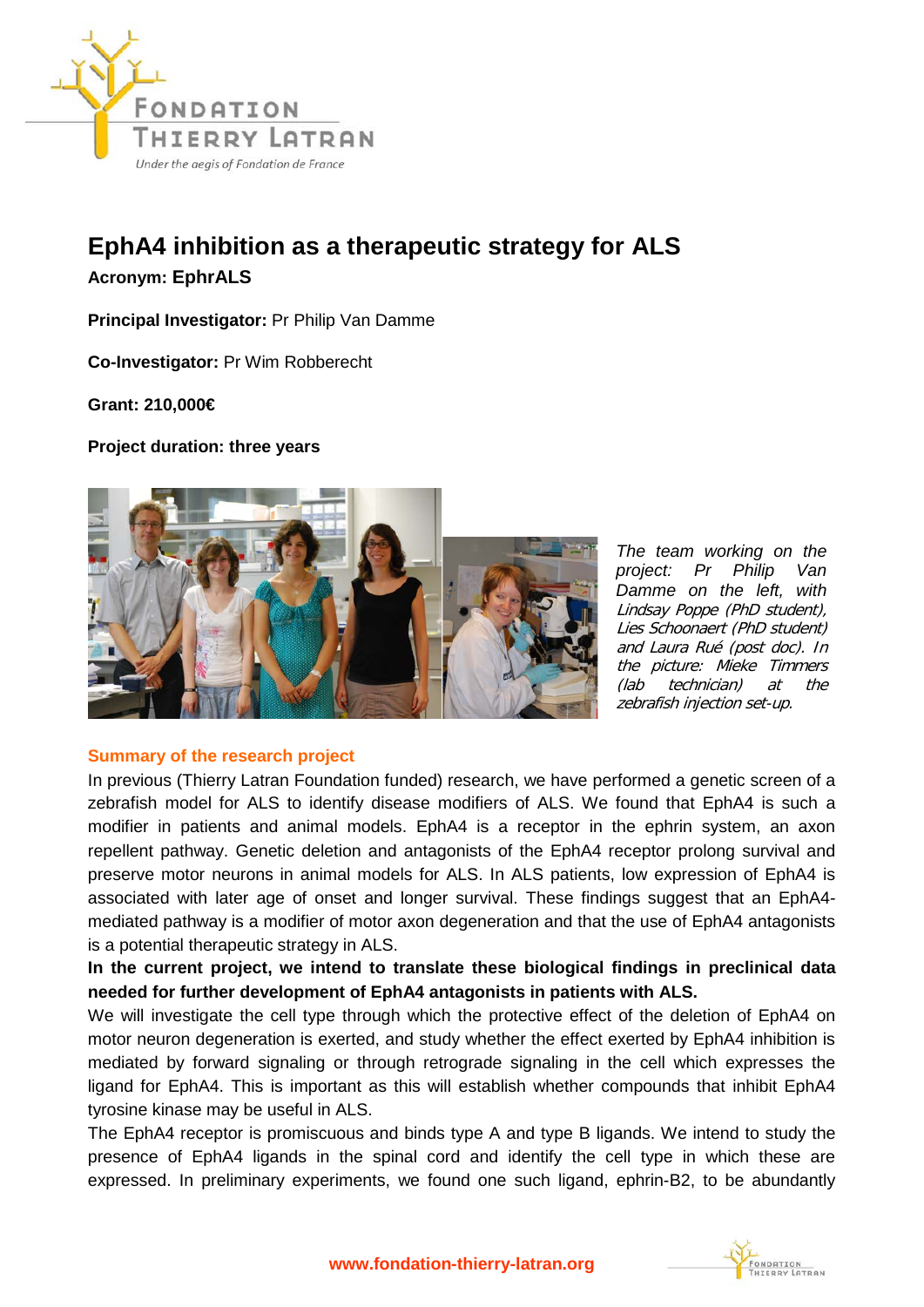# EphA4 inhibition as a therapeutic strategy for ALS

**Acronym: EphrALS**

**Principal Investigator:** Pr Philip Van Damme

**Co-Investigator:** Pr Wim Robberecht

**Grant: 210,000€**

**Project duration: three years**

*The team working on the project: Pr Philip Van Damme on the left, with Lindsay Poppe (PhD student), Lies Schoonaert (PhD student) and Laura Rué (post doc). In the picture: Mieke Timmers (lab technician) at the zebrafish injection set-up.*

## Summary of the research project

In previous (Thierry Latran Foundation funded) research, we have performed a genetic screen of a zebrafish model for ALS to identify disease modifiers of ALS. We found that EphA4 is such a modifier in patients and animal models. EphA4 is a receptor in the ephrin system, an axon repellent pathway. Genetic deletion and antagonists of the EphA4 receptor prolong survival and preserve motor neurons in animal models for ALS. In ALS patients, low expression of EphA4 is associated with later age of onset and longer survival. These findings suggest that an EphA4-mediated pathway is a modifier of motor axon degeneration and that the use of EphA4 antagonists is a potential therapeutic strategy in ALS.

**In the current project, we intend to translate these biological findings in preclinical data needed for further development of EphA4 antagonists in patients with ALS.**

We will investigate the cell type through which the protective effect of the deletion of EphA4 on motor neuron degeneration is exerted, and study whether the effect exerted by EphA4 inhibition is mediated by forward signaling or through retrograde signaling in the cell which expresses the ligand for EphA4. This is important as this will establish whether compounds that inhibit EphA4 tyrosine kinase may be useful in ALS.

The EphA4 receptor is promiscuous and binds type A and type B ligands. We intend to study the presence of EphA4 ligands in the spinal cord and identify the cell type in which these are expressed. In preliminary experiments, we found one such ligand, ephrin-B2, to be abundantly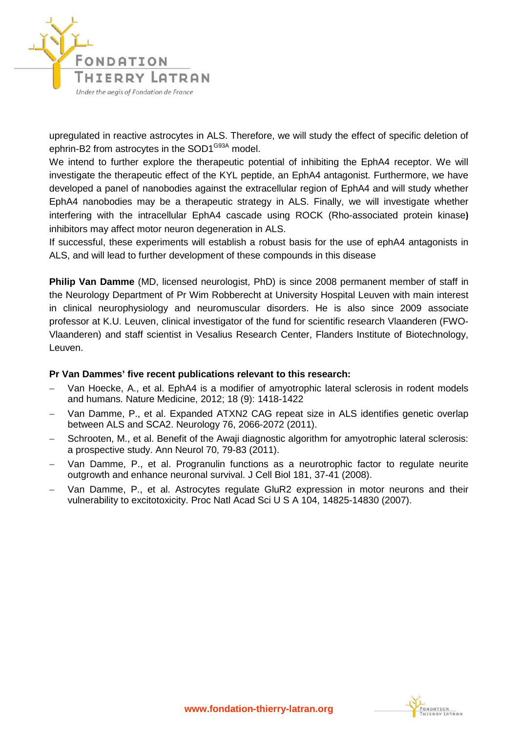upregulated in reactive astrocytes in ALS. Therefore, we will study the effect of specific deletion of ephrin-B2 from astrocytes in the $SOD1^{G93A}$ model.

We intend to further explore the therapeutic potential of inhibiting the EphA4 receptor. We will investigate the therapeutic effect of the KYL peptide, an EphA4 antagonist. Furthermore, we have developed a panel of nanobodies against the extracellular region of EphA4 and will study whether EphA4 nanobodies may be a therapeutic strategy in ALS. Finally, we will investigate whether interfering with the intracellular EphA4 cascade using ROCK (Rho-associated protein kinase**)** inhibitors may affect motor neuron degeneration in ALS.

If successful, these experiments will establish a robust basis for the use of ephA4 antagonists in ALS, and will lead to further development of these compounds in this disease

**Philip Van Damme** (MD, licensed neurologist, PhD) is since 2008 permanent member of staff in the Neurology Department of Pr Wim Robberecht at University Hospital Leuven with main interest in clinical neurophysiology and neuromuscular disorders. He is also since 2009 associate professor at K.U. Leuven, clinical investigator of the fund for scientific research Vlaanderen (FWO-Vlaanderen) and staff scientist in Vesalius Research Center, Flanders Institute of Biotechnology, Leuven.

**Pr Van Dammes' five recent publications relevant to this research:**

- Van Hoecke, A., et al. EphA4 is a modifier of amyotrophic lateral sclerosis in rodent models and humans. Nature Medicine, 2012; 18 (9): 1418-1422
- Van Damme, P., et al. Expanded ATXN2 CAG repeat size in ALS identifies genetic overlap between ALS and SCA2. Neurology 76, 2066-2072 (2011).
- Schrooten, M., et al. Benefit of the Awaji diagnostic algorithm for amyotrophic lateral sclerosis: a prospective study. Ann Neurol 70, 79-83 (2011).
- Van Damme, P., et al. Progranulin functions as a neurotrophic factor to regulate neurite outgrowth and enhance neuronal survival. J Cell Biol 181, 37-41 (2008).
- Van Damme, P., et al. Astrocytes regulate GluR2 expression in motor neurons and their vulnerability to excitotoxicity. Proc Natl Acad Sci U S A 104, 14825-14830 (2007).